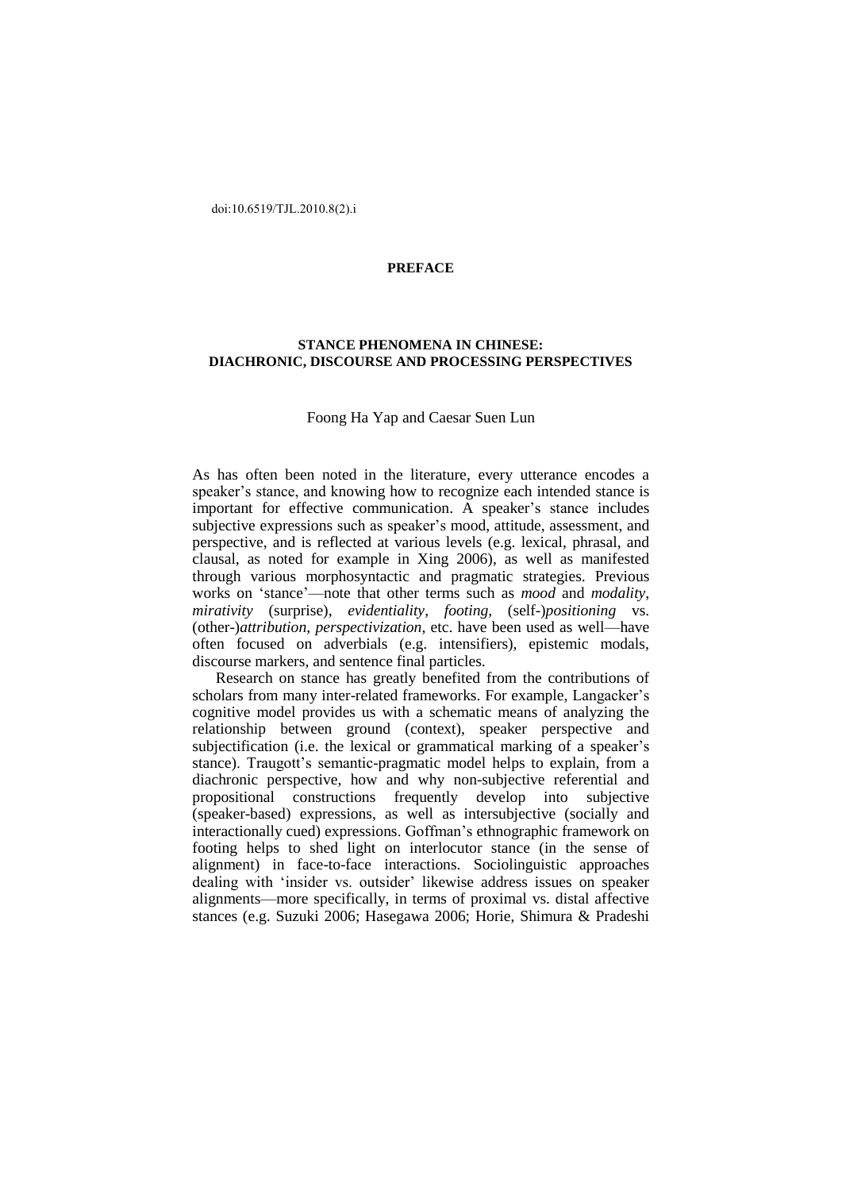doi:10.6519/TJL.2010.8(2).i

# PREFACE

## STANCE PHENOMENA IN CHINESE: DIACHRONIC, DISCOURSE AND PROCESSING PERSPECTIVES

Foong Ha Yap and Caesar Suen Lun

As has often been noted in the literature, every utterance encodes a speaker's stance, and knowing how to recognize each intended stance is important for effective communication. A speaker's stance includes subjective expressions such as speaker's mood, attitude, assessment, and perspective, and is reflected at various levels (e.g. lexical, phrasal, and clausal, as noted for example in Xing 2006), as well as manifested through various morphosyntactic and pragmatic strategies. Previous works on 'stance'—note that other terms such as *mood* and *modality*, *mirativity* (surprise), *evidentiality*, *footing*, (self-)*positioning* vs. (other-)*attribution*, *perspectivization*, etc. have been used as well—have often focused on adverbials (e.g. intensifiers), epistemic modals, discourse markers, and sentence final particles.

Research on stance has greatly benefited from the contributions of scholars from many inter-related frameworks. For example, Langacker's cognitive model provides us with a schematic means of analyzing the relationship between ground (context), speaker perspective and subjectification (i.e. the lexical or grammatical marking of a speaker's stance). Traugott's semantic-pragmatic model helps to explain, from a diachronic perspective, how and why non-subjective referential and propositional constructions frequently develop into subjective (speaker-based) expressions, as well as intersubjective (socially and interactionally cued) expressions. Goffman's ethnographic framework on footing helps to shed light on interlocutor stance (in the sense of alignment) in face-to-face interactions. Sociolinguistic approaches dealing with 'insider vs. outsider' likewise address issues on speaker alignments—more specifically, in terms of proximal vs. distal affective stances (e.g. Suzuki 2006; Hasegawa 2006; Horie, Shimura & Pradeshi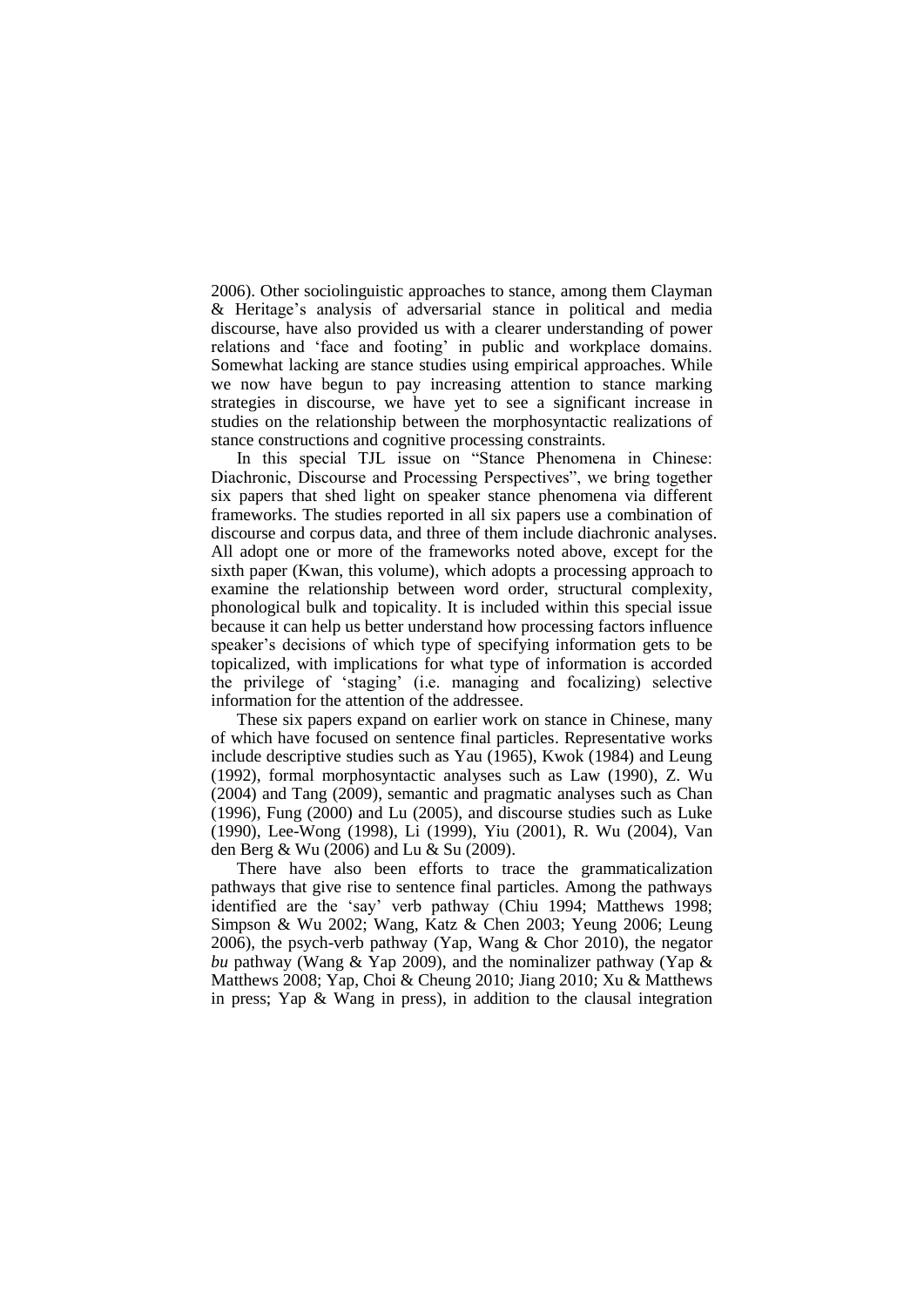2006). Other sociolinguistic approaches to stance, among them Clayman & Heritage's analysis of adversarial stance in political and media discourse, have also provided us with a clearer understanding of power relations and 'face and footing' in public and workplace domains. Somewhat lacking are stance studies using empirical approaches. While we now have begun to pay increasing attention to stance marking strategies in discourse, we have yet to see a significant increase in studies on the relationship between the morphosyntactic realizations of stance constructions and cognitive processing constraints.

In this special TJL issue on "Stance Phenomena in Chinese: Diachronic, Discourse and Processing Perspectives", we bring together six papers that shed light on speaker stance phenomena via different frameworks. The studies reported in all six papers use a combination of discourse and corpus data, and three of them include diachronic analyses. All adopt one or more of the frameworks noted above, except for the sixth paper (Kwan, this volume), which adopts a processing approach to examine the relationship between word order, structural complexity, phonological bulk and topicality. It is included within this special issue because it can help us better understand how processing factors influence speaker's decisions of which type of specifying information gets to be topicalized, with implications for what type of information is accorded the privilege of 'staging' (i.e. managing and focalizing) selective information for the attention of the addressee.

These six papers expand on earlier work on stance in Chinese, many of which have focused on sentence final particles. Representative works include descriptive studies such as Yau (1965), Kwok (1984) and Leung (1992), formal morphosyntactic analyses such as Law (1990), Z. Wu (2004) and Tang (2009), semantic and pragmatic analyses such as Chan (1996), Fung (2000) and Lu (2005), and discourse studies such as Luke (1990), Lee-Wong (1998), Li (1999), Yiu (2001), R. Wu (2004), Van den Berg & Wu (2006) and Lu & Su (2009).

There have also been efforts to trace the grammaticalization pathways that give rise to sentence final particles. Among the pathways identified are the 'say' verb pathway (Chiu 1994; Matthews 1998; Simpson & Wu 2002; Wang, Katz & Chen 2003; Yeung 2006; Leung 2006), the psych-verb pathway (Yap, Wang & Chor 2010), the negator *bu* pathway (Wang & Yap 2009), and the nominalizer pathway (Yap & Matthews 2008; Yap, Choi & Cheung 2010; Jiang 2010; Xu & Matthews in press; Yap & Wang in press), in addition to the clausal integration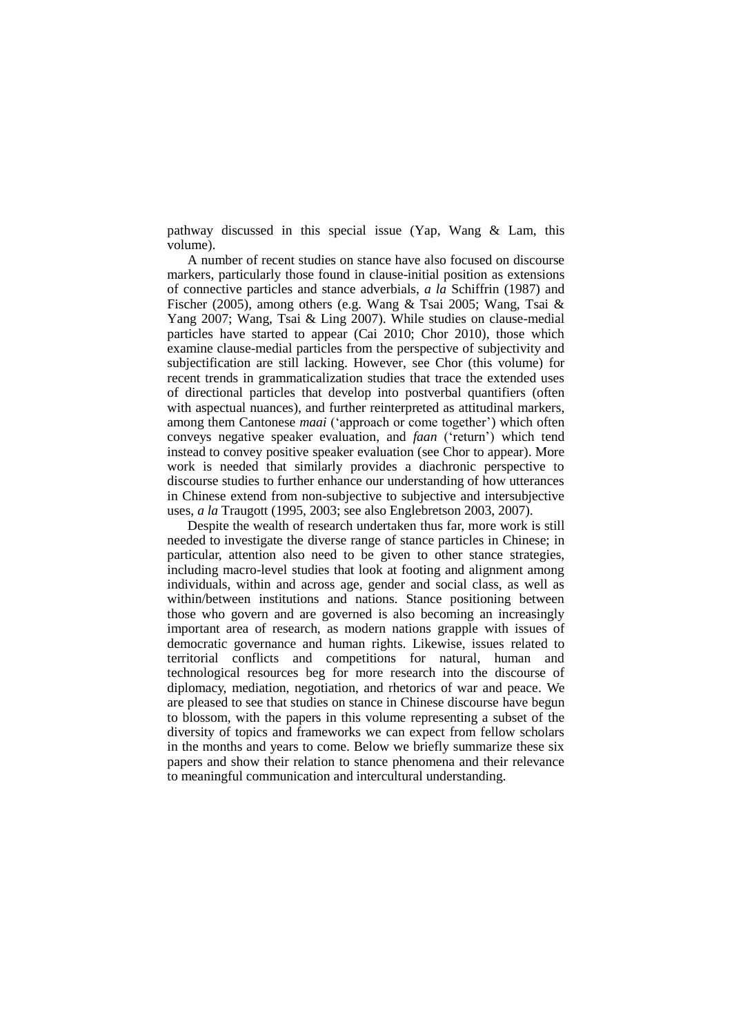pathway discussed in this special issue (Yap, Wang & Lam, this volume).

A number of recent studies on stance have also focused on discourse markers, particularly those found in clause-initial position as extensions of connective particles and stance adverbials, *a la* Schiffrin (1987) and Fischer (2005), among others (e.g. Wang & Tsai 2005; Wang, Tsai & Yang 2007; Wang, Tsai & Ling 2007). While studies on clause-medial particles have started to appear (Cai 2010; Chor 2010), those which examine clause-medial particles from the perspective of subjectivity and subjectification are still lacking. However, see Chor (this volume) for recent trends in grammaticalization studies that trace the extended uses of directional particles that develop into postverbal quantifiers (often with aspectual nuances), and further reinterpreted as attitudinal markers, among them Cantonese *maai* ('approach or come together') which often conveys negative speaker evaluation, and *faan* ('return') which tend instead to convey positive speaker evaluation (see Chor to appear). More work is needed that similarly provides a diachronic perspective to discourse studies to further enhance our understanding of how utterances in Chinese extend from non-subjective to subjective and intersubjective uses, *a la* Traugott (1995, 2003; see also Englebretson 2003, 2007).

Despite the wealth of research undertaken thus far, more work is still needed to investigate the diverse range of stance particles in Chinese; in particular, attention also need to be given to other stance strategies, including macro-level studies that look at footing and alignment among individuals, within and across age, gender and social class, as well as within/between institutions and nations. Stance positioning between those who govern and are governed is also becoming an increasingly important area of research, as modern nations grapple with issues of democratic governance and human rights. Likewise, issues related to territorial conflicts and competitions for natural, human and technological resources beg for more research into the discourse of diplomacy, mediation, negotiation, and rhetorics of war and peace. We are pleased to see that studies on stance in Chinese discourse have begun to blossom, with the papers in this volume representing a subset of the diversity of topics and frameworks we can expect from fellow scholars in the months and years to come. Below we briefly summarize these six papers and show their relation to stance phenomena and their relevance to meaningful communication and intercultural understanding.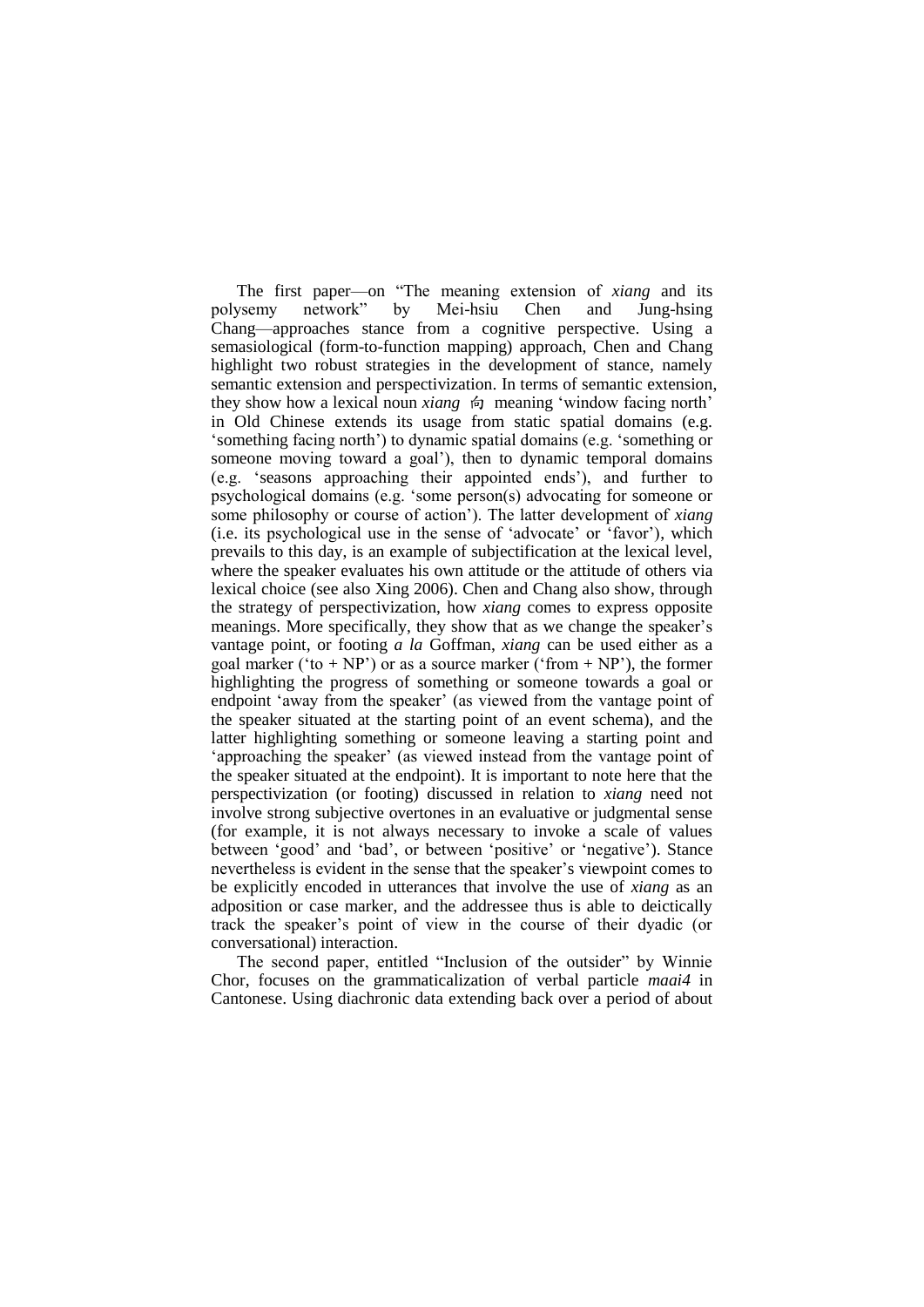The first paper—on “The meaning extension of *xiang* and its polysemy network” by Mei-hsiu Chen and Jung-hsing Chang—approaches stance from a cognitive perspective. Using a semasiological (form-to-function mapping) approach, Chen and Chang highlight two robust strategies in the development of stance, namely semantic extension and perspectivization. In terms of semantic extension, they show how a lexical noun *xiang* 向 meaning ‘window facing north’ in Old Chinese extends its usage from static spatial domains (e.g. ‘something facing north’) to dynamic spatial domains (e.g. ‘something or someone moving toward a goal’), then to dynamic temporal domains (e.g. ‘seasons approaching their appointed ends’), and further to psychological domains (e.g. ‘some person(s) advocating for someone or some philosophy or course of action’). The latter development of *xiang* (i.e. its psychological use in the sense of ‘advocate’ or ‘favor’), which prevails to this day, is an example of subjectification at the lexical level, where the speaker evaluates his own attitude or the attitude of others via lexical choice (see also Xing 2006). Chen and Chang also show, through the strategy of perspectivization, how *xiang* comes to express opposite meanings. More specifically, they show that as we change the speaker’s vantage point, or footing *a la* Goffman, *xiang* can be used either as a goal marker (‘to + NP’) or as a source marker (‘from + NP’), the former highlighting the progress of something or someone towards a goal or endpoint ‘away from the speaker’ (as viewed from the vantage point of the speaker situated at the starting point of an event schema), and the latter highlighting something or someone leaving a starting point and ‘approaching the speaker’ (as viewed instead from the vantage point of the speaker situated at the endpoint). It is important to note here that the perspectivization (or footing) discussed in relation to *xiang* need not involve strong subjective overtones in an evaluative or judgmental sense (for example, it is not always necessary to invoke a scale of values between ‘good’ and ‘bad’, or between ‘positive’ or ‘negative’). Stance nevertheless is evident in the sense that the speaker’s viewpoint comes to be explicitly encoded in utterances that involve the use of *xiang* as an adposition or case marker, and the addressee thus is able to deictically track the speaker’s point of view in the course of their dyadic (or conversational) interaction.

The second paper, entitled “Inclusion of the outsider” by Winnie Chor, focuses on the grammaticalization of verbal particle *maai4* in Cantonese. Using diachronic data extending back over a period of about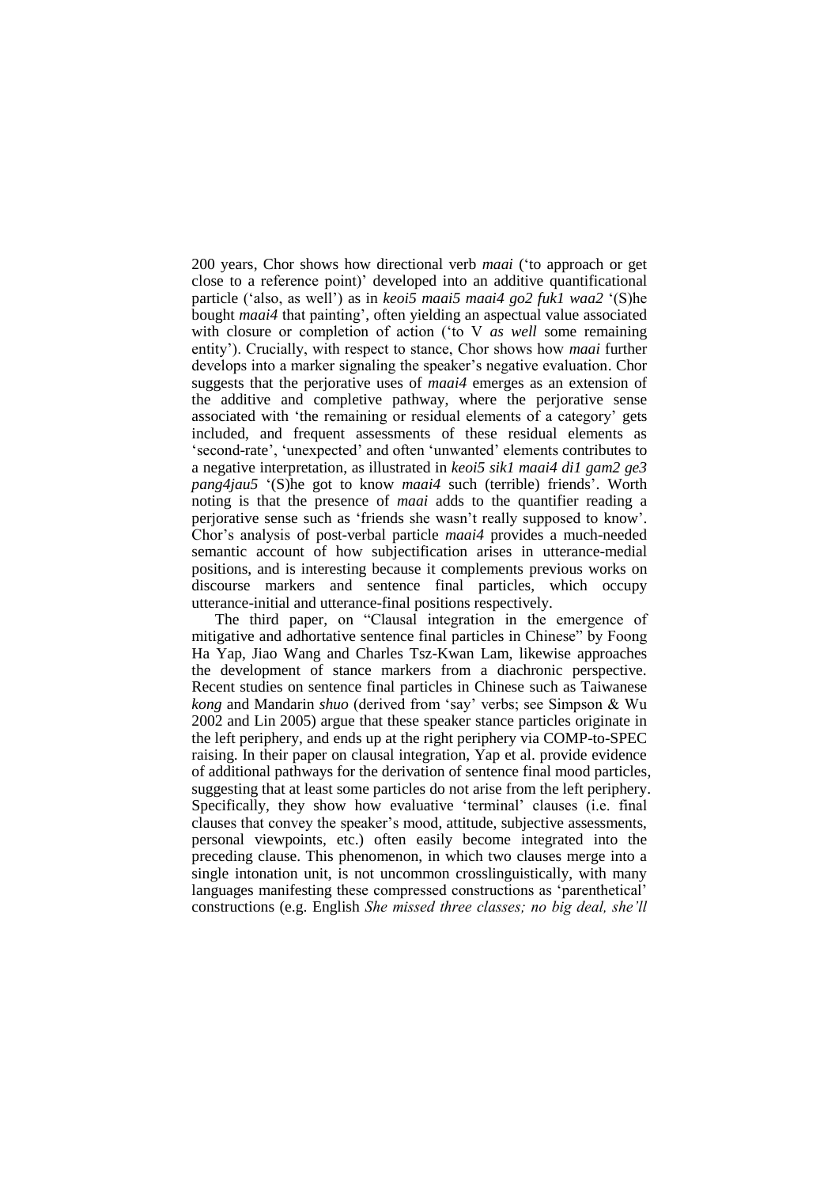200 years, Chor shows how directional verb *maai* ('to approach or get close to a reference point') developed into an additive quantificational particle ('also, as well') as in *keoi5 maai5 maai4 go2 fuk1 waa2* '(S)he bought *maai4* that painting', often yielding an aspectual value associated with closure or completion of action ('to V *as well* some remaining entity'). Crucially, with respect to stance, Chor shows how *maai* further develops into a marker signaling the speaker's negative evaluation. Chor suggests that the perjorative uses of *maai4* emerges as an extension of the additive and completive pathway, where the perjorative sense associated with 'the remaining or residual elements of a category' gets included, and frequent assessments of these residual elements as 'second-rate', 'unexpected' and often 'unwanted' elements contributes to a negative interpretation, as illustrated in *keoi5 sik1 maai4 di1 gam2 ge3 pang4jau5* '(S)he got to know *maai4* such (terrible) friends'. Worth noting is that the presence of *maai* adds to the quantifier reading a perjorative sense such as 'friends she wasn't really supposed to know'. Chor's analysis of post-verbal particle *maai4* provides a much-needed semantic account of how subjectification arises in utterance-medial positions, and is interesting because it complements previous works on discourse markers and sentence final particles, which occupy utterance-initial and utterance-final positions respectively.

The third paper, on "Clausal integration in the emergence of mitigative and adhortative sentence final particles in Chinese" by Foong Ha Yap, Jiao Wang and Charles Tsz-Kwan Lam, likewise approaches the development of stance markers from a diachronic perspective. Recent studies on sentence final particles in Chinese such as Taiwanese *kong* and Mandarin *shuo* (derived from 'say' verbs; see Simpson & Wu 2002 and Lin 2005) argue that these speaker stance particles originate in the left periphery, and ends up at the right periphery via COMP-to-SPEC raising. In their paper on clausal integration, Yap et al. provide evidence of additional pathways for the derivation of sentence final mood particles, suggesting that at least some particles do not arise from the left periphery. Specifically, they show how evaluative 'terminal' clauses (i.e. final clauses that convey the speaker's mood, attitude, subjective assessments, personal viewpoints, etc.) often easily become integrated into the preceding clause. This phenomenon, in which two clauses merge into a single intonation unit, is not uncommon crosslinguistically, with many languages manifesting these compressed constructions as 'parenthetical' constructions (e.g. English *She missed three classes; no big deal, she'll*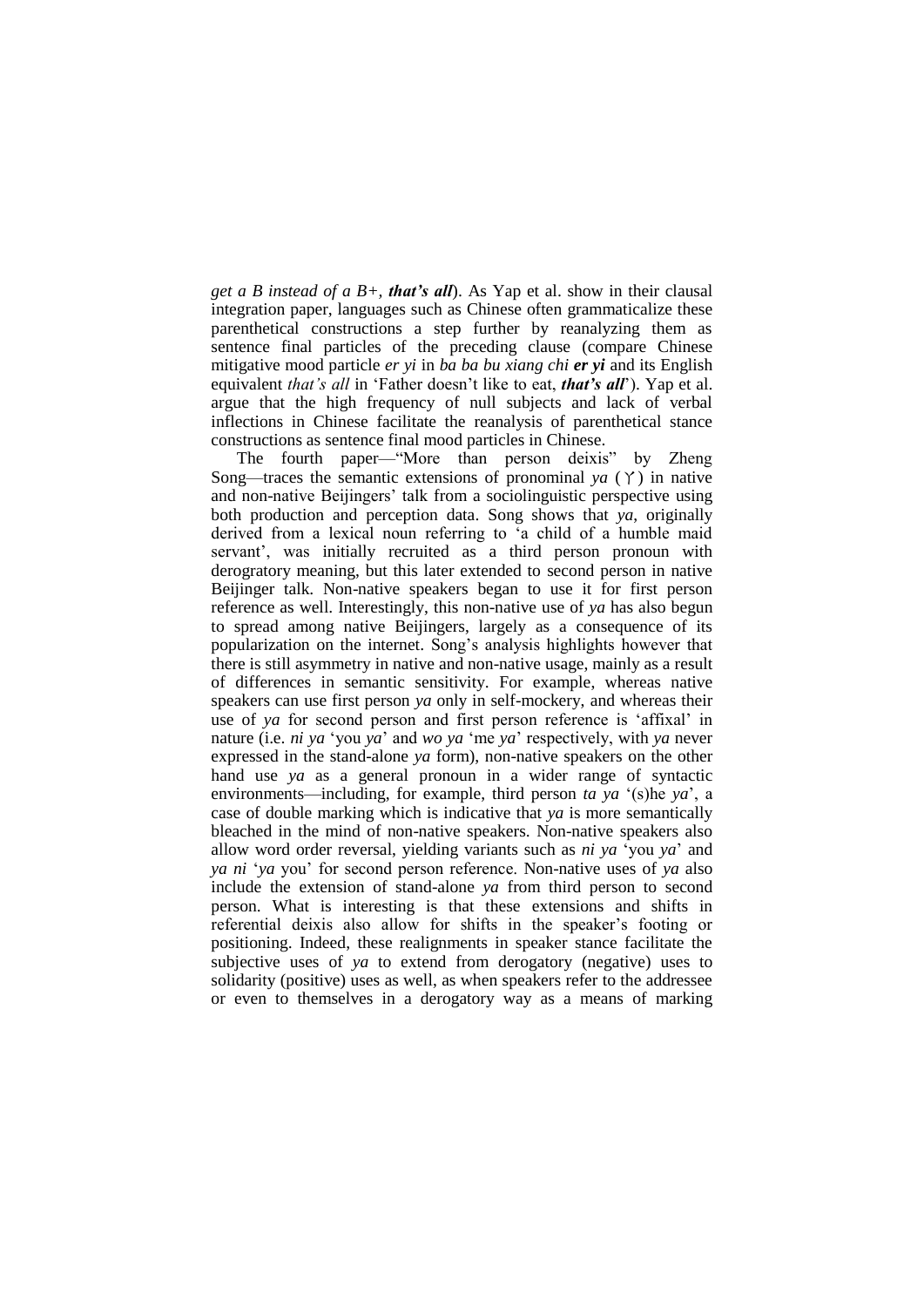*get a B instead of a B+, **that's all***). As Yap et al. show in their clausal integration paper, languages such as Chinese often grammaticalize these parenthetical constructions a step further by reanalyzing them as sentence final particles of the preceding clause (compare Chinese mitigative mood particle *er yi* in *ba ba bu xiang chi **er yi*** and its English equivalent *that's all* in 'Father doesn't like to eat, ***that's all***'). Yap et al. argue that the high frequency of null subjects and lack of verbal inflections in Chinese facilitate the reanalysis of parenthetical stance constructions as sentence final mood particles in Chinese.

The fourth paper—"More than person deixis" by Zheng Song—traces the semantic extensions of pronominal *ya* (丫) in native and non-native Beijingers' talk from a sociolinguistic perspective using both production and perception data. Song shows that *ya*, originally derived from a lexical noun referring to 'a child of a humble maid servant', was initially recruited as a third person pronoun with derogratory meaning, but this later extended to second person in native Beijinger talk. Non-native speakers began to use it for first person reference as well. Interestingly, this non-native use of *ya* has also begun to spread among native Beijingers, largely as a consequence of its popularization on the internet. Song's analysis highlights however that there is still asymmetry in native and non-native usage, mainly as a result of differences in semantic sensitivity. For example, whereas native speakers can use first person *ya* only in self-mockery, and whereas their use of *ya* for second person and first person reference is 'affixal' in nature (i.e. *ni ya* 'you *ya*' and *wo ya* 'me *ya*' respectively, with *ya* never expressed in the stand-alone *ya* form), non-native speakers on the other hand use *ya* as a general pronoun in a wider range of syntactic environments—including, for example, third person *ta ya* '(s)he *ya*', a case of double marking which is indicative that *ya* is more semantically bleached in the mind of non-native speakers. Non-native speakers also allow word order reversal, yielding variants such as *ni ya* 'you *ya*' and *ya ni* '*ya* you' for second person reference. Non-native uses of *ya* also include the extension of stand-alone *ya* from third person to second person. What is interesting is that these extensions and shifts in referential deixis also allow for shifts in the speaker's footing or positioning. Indeed, these realignments in speaker stance facilitate the subjective uses of *ya* to extend from derogatory (negative) uses to solidarity (positive) uses as well, as when speakers refer to the addressee or even to themselves in a derogatory way as a means of marking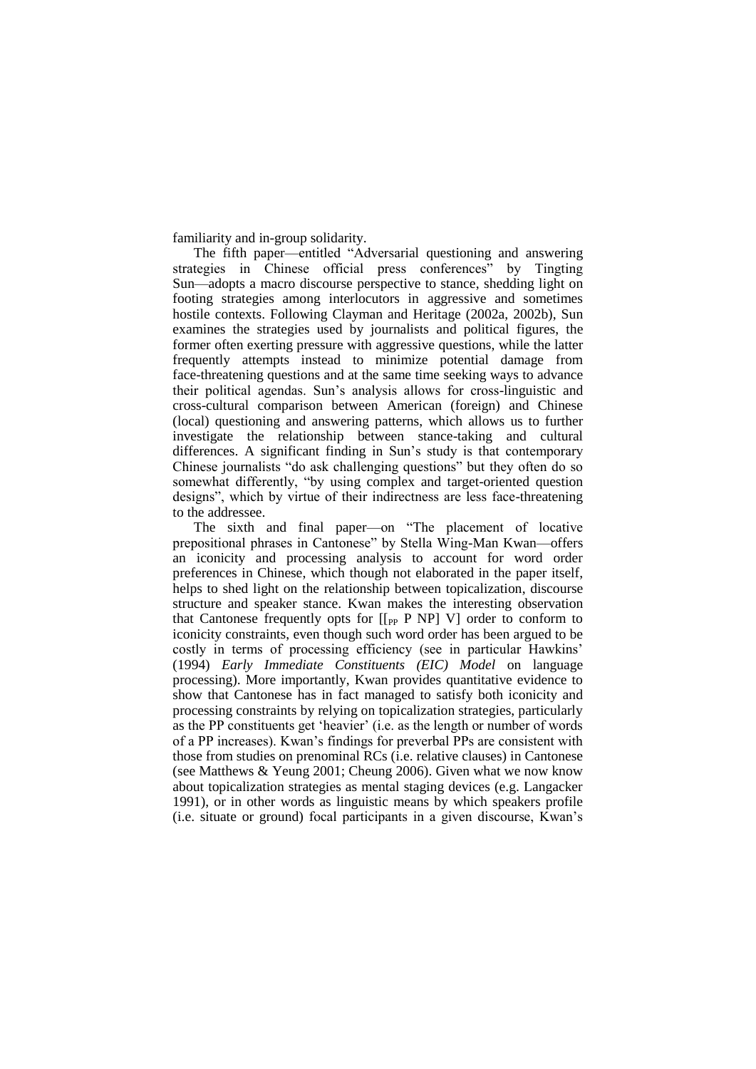familiarity and in-group solidarity.

The fifth paper—entitled "Adversarial questioning and answering strategies in Chinese official press conferences" by Tingting Sun—adopts a macro discourse perspective to stance, shedding light on footing strategies among interlocutors in aggressive and sometimes hostile contexts. Following Clayman and Heritage (2002a, 2002b), Sun examines the strategies used by journalists and political figures, the former often exerting pressure with aggressive questions, while the latter frequently attempts instead to minimize potential damage from face-threatening questions and at the same time seeking ways to advance their political agendas. Sun's analysis allows for cross-linguistic and cross-cultural comparison between American (foreign) and Chinese (local) questioning and answering patterns, which allows us to further investigate the relationship between stance-taking and cultural differences. A significant finding in Sun's study is that contemporary Chinese journalists "do ask challenging questions" but they often do so somewhat differently, "by using complex and target-oriented question designs", which by virtue of their indirectness are less face-threatening to the addressee.

The sixth and final paper—on "The placement of locative prepositional phrases in Cantonese" by Stella Wing-Man Kwan—offers an iconicity and processing analysis to account for word order preferences in Chinese, which though not elaborated in the paper itself, helps to shed light on the relationship between topicalization, discourse structure and speaker stance. Kwan makes the interesting observation that Cantonese frequently opts for $[[_{PP}$ P NP$]$ V$]$ order to conform to iconicity constraints, even though such word order has been argued to be costly in terms of processing efficiency (see in particular Hawkins' (1994) *Early Immediate Constituents (EIC) Model* on language processing). More importantly, Kwan provides quantitative evidence to show that Cantonese has in fact managed to satisfy both iconicity and processing constraints by relying on topicalization strategies, particularly as the PP constituents get 'heavier' (i.e. as the length or number of words of a PP increases). Kwan's findings for preverbal PPs are consistent with those from studies on prenominal RCs (i.e. relative clauses) in Cantonese (see Matthews & Yeung 2001; Cheung 2006). Given what we now know about topicalization strategies as mental staging devices (e.g. Langacker 1991), or in other words as linguistic means by which speakers profile (i.e. situate or ground) focal participants in a given discourse, Kwan's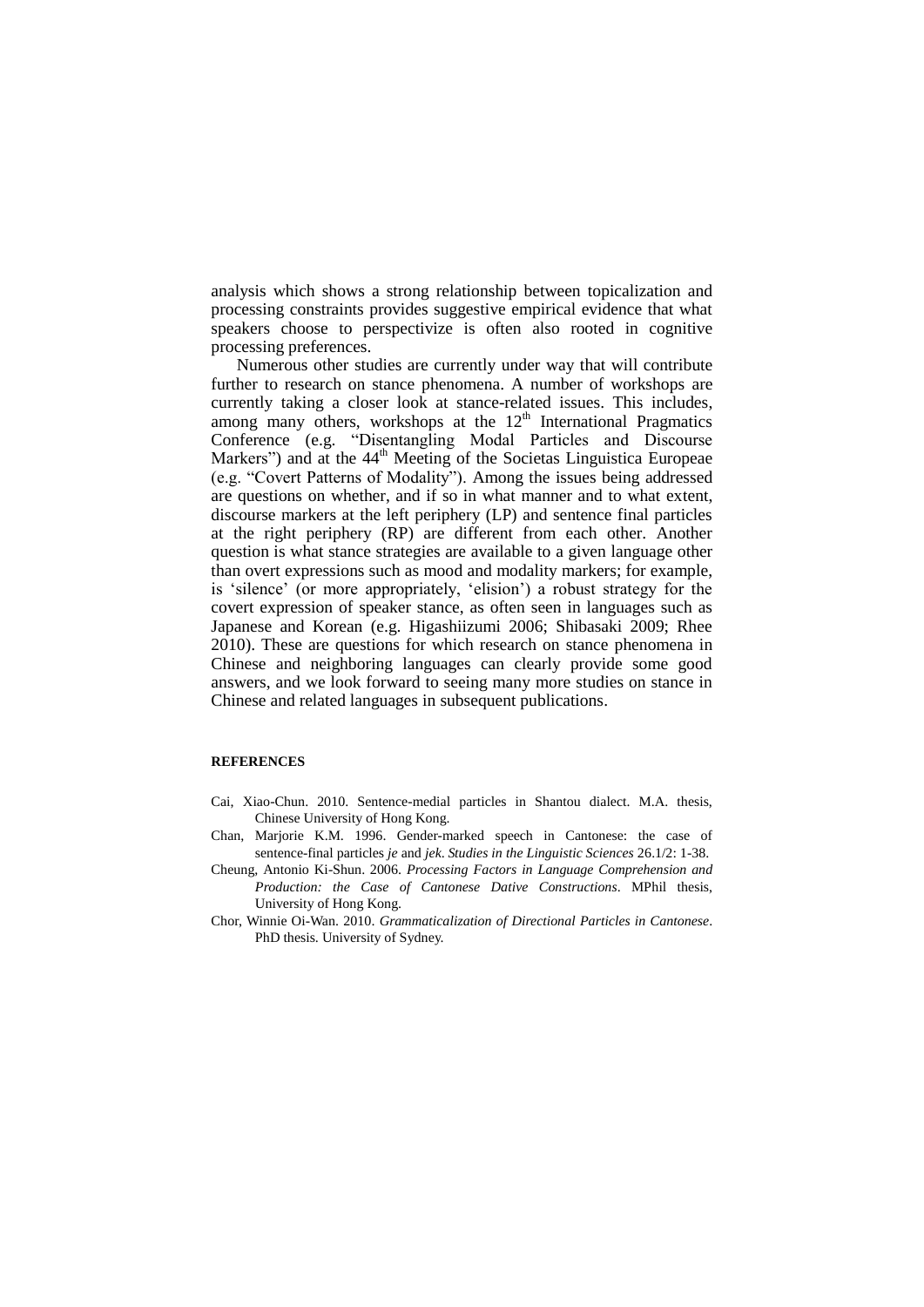analysis which shows a strong relationship between topicalization and processing constraints provides suggestive empirical evidence that what speakers choose to perspectivize is often also rooted in cognitive processing preferences.

Numerous other studies are currently under way that will contribute further to research on stance phenomena. A number of workshops are currently taking a closer look at stance-related issues. This includes, among many others, workshops at the 12th International Pragmatics Conference (e.g. "Disentangling Modal Particles and Discourse Markers") and at the 44th Meeting of the Societas Linguistica Europeae (e.g. "Covert Patterns of Modality"). Among the issues being addressed are questions on whether, and if so in what manner and to what extent, discourse markers at the left periphery (LP) and sentence final particles at the right periphery (RP) are different from each other. Another question is what stance strategies are available to a given language other than overt expressions such as mood and modality markers; for example, is 'silence' (or more appropriately, 'elision') a robust strategy for the covert expression of speaker stance, as often seen in languages such as Japanese and Korean (e.g. Higashiizumi 2006; Shibasaki 2009; Rhee 2010). These are questions for which research on stance phenomena in Chinese and neighboring languages can clearly provide some good answers, and we look forward to seeing many more studies on stance in Chinese and related languages in subsequent publications.

#### REFERENCES

Cai, Xiao-Chun. 2010. Sentence-medial particles in Shantou dialect. M.A. thesis, Chinese University of Hong Kong.

Chan, Marjorie K.M. 1996. Gender-marked speech in Cantonese: the case of sentence-final particles *je* and *jek*. *Studies in the Linguistic Sciences* 26.1/2: 1-38.

Cheung, Antonio Ki-Shun. 2006. *Processing Factors in Language Comprehension and Production: the Case of Cantonese Dative Constructions*. MPhil thesis, University of Hong Kong.

Chor, Winnie Oi-Wan. 2010. *Grammaticalization of Directional Particles in Cantonese*. PhD thesis. University of Sydney.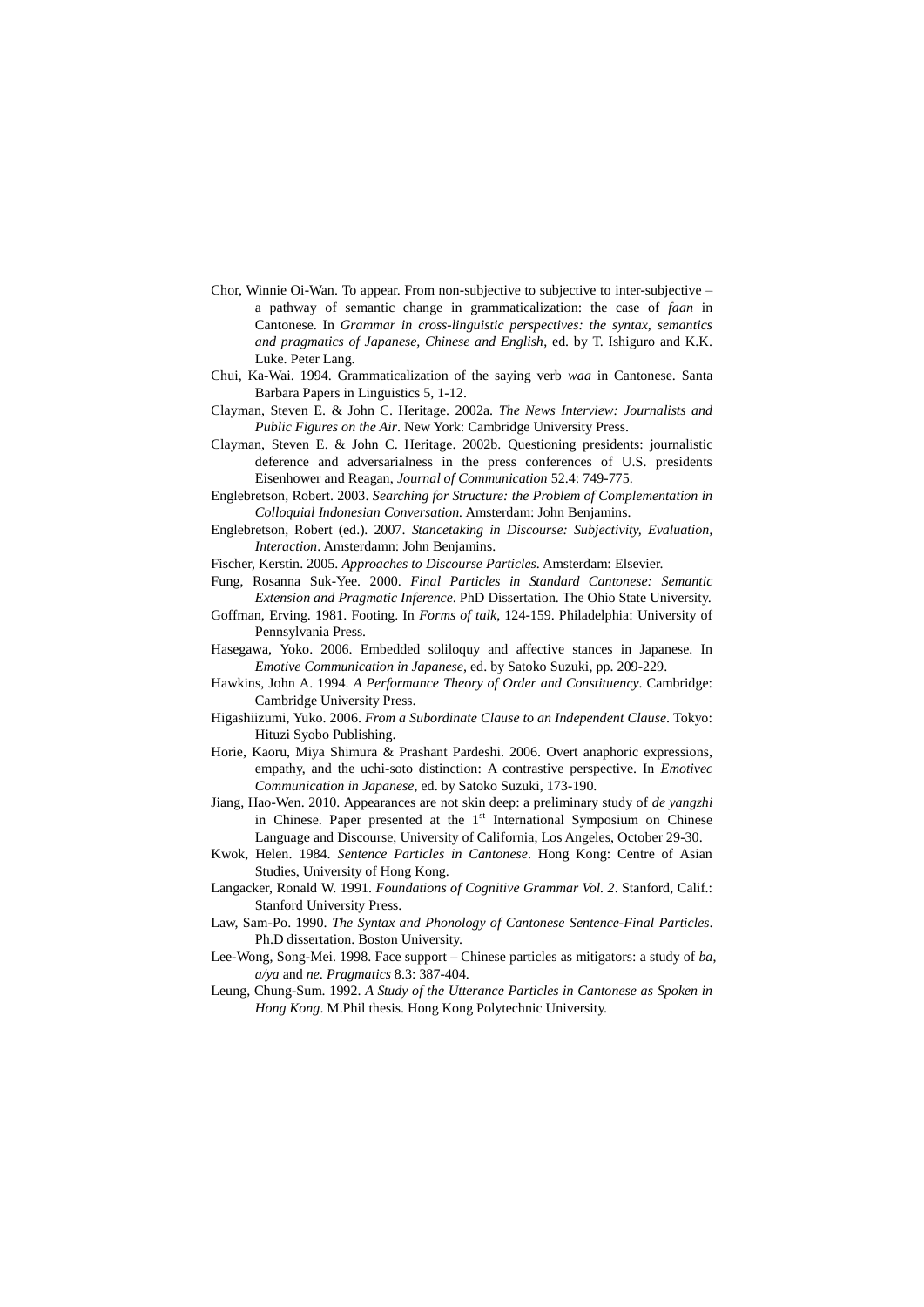Chor, Winnie Oi-Wan. To appear. From non-subjective to subjective to inter-subjective – a pathway of semantic change in grammaticalization: the case of *faan* in Cantonese. In *Grammar in cross-linguistic perspectives: the syntax, semantics and pragmatics of Japanese, Chinese and English*, ed. by T. Ishiguro and K.K. Luke. Peter Lang.

Chui, Ka-Wai. 1994. Grammaticalization of the saying verb *waa* in Cantonese. Santa Barbara Papers in Linguistics 5, 1-12.

Clayman, Steven E. & John C. Heritage. 2002a. *The News Interview: Journalists and Public Figures on the Air*. New York: Cambridge University Press.

Clayman, Steven E. & John C. Heritage. 2002b. Questioning presidents: journalistic deference and adversarialness in the press conferences of U.S. presidents Eisenhower and Reagan, *Journal of Communication* 52.4: 749-775.

Englebretson, Robert. 2003. *Searching for Structure: the Problem of Complementation in Colloquial Indonesian Conversation.* Amsterdam: John Benjamins.

Englebretson, Robert (ed.). 2007. *Stancetaking in Discourse: Subjectivity, Evaluation, Interaction*. Amsterdamn: John Benjamins.

Fischer, Kerstin. 2005. *Approaches to Discourse Particles*. Amsterdam: Elsevier.

Fung, Rosanna Suk-Yee. 2000. *Final Particles in Standard Cantonese: Semantic Extension and Pragmatic Inference*. PhD Dissertation. The Ohio State University.

Goffman, Erving. 1981. Footing. In *Forms of talk*, 124-159. Philadelphia: University of Pennsylvania Press.

Hasegawa, Yoko. 2006. Embedded soliloquy and affective stances in Japanese. In *Emotive Communication in Japanese*, ed. by Satoko Suzuki, pp. 209-229.

Hawkins, John A. 1994. *A Performance Theory of Order and Constituency*. Cambridge: Cambridge University Press.

Higashiizumi, Yuko. 2006. *From a Subordinate Clause to an Independent Clause*. Tokyo: Hituzi Syobo Publishing.

Horie, Kaoru, Miya Shimura & Prashant Pardeshi. 2006. Overt anaphoric expressions, empathy, and the uchi-soto distinction: A contrastive perspective. In *Emotivec Communication in Japanese*, ed. by Satoko Suzuki, 173-190.

Jiang, Hao-Wen. 2010. Appearances are not skin deep: a preliminary study of *de yangzhi* in Chinese. Paper presented at the 1st International Symposium on Chinese Language and Discourse, University of California, Los Angeles, October 29-30.

Kwok, Helen. 1984. *Sentence Particles in Cantonese*. Hong Kong: Centre of Asian Studies, University of Hong Kong.

Langacker, Ronald W. 1991. *Foundations of Cognitive Grammar Vol. 2*. Stanford, Calif.: Stanford University Press.

Law, Sam-Po. 1990. *The Syntax and Phonology of Cantonese Sentence-Final Particles*. Ph.D dissertation. Boston University.

Lee-Wong, Song-Mei. 1998. Face support – Chinese particles as mitigators: a study of *ba*, *a/ya* and *ne*. *Pragmatics* 8.3: 387-404.

Leung, Chung-Sum. 1992. *A Study of the Utterance Particles in Cantonese as Spoken in Hong Kong*. M.Phil thesis. Hong Kong Polytechnic University.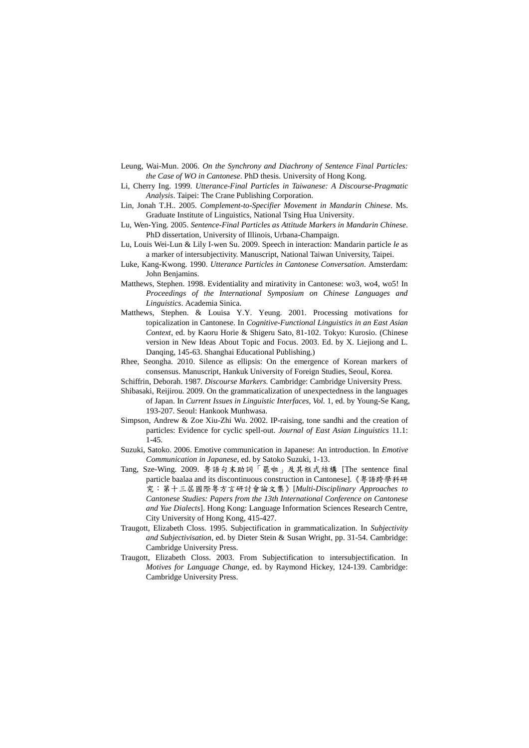Leung, Wai-Mun. 2006. *On the Synchrony and Diachrony of Sentence Final Particles: the Case of WO in Cantonese*. PhD thesis. University of Hong Kong.

Li, Cherry Ing. 1999. *Utterance-Final Particles in Taiwanese: A Discourse-Pragmatic Analysis*. Taipei: The Crane Publishing Corporation.

Lin, Jonah T.H.. 2005. *Complement-to-Specifier Movement in Mandarin Chinese*. Ms. Graduate Institute of Linguistics, National Tsing Hua University.

Lu, Wen-Ying. 2005. *Sentence-Final Particles as Attitude Markers in Mandarin Chinese*. PhD dissertation, University of Illinois, Urbana-Champaign.

Lu, Louis Wei-Lun & Lily I-wen Su. 2009. Speech in interaction: Mandarin particle *le* as a marker of intersubjectivity. Manuscript, National Taiwan University, Taipei.

Luke, Kang-Kwong. 1990. *Utterance Particles in Cantonese Conversation*. Amsterdam: John Benjamins.

Matthews, Stephen. 1998. Evidentiality and mirativity in Cantonese: wo3, wo4, wo5! In *Proceedings of the International Symposium on Chinese Languages and Linguistics*. Academia Sinica.

Matthews, Stephen. & Louisa Y.Y. Yeung. 2001. Processing motivations for topicalization in Cantonese. In *Cognitive-Functional Linguistics in an East Asian Context*, ed. by Kaoru Horie & Shigeru Sato, 81-102. Tokyo: Kurosio. (Chinese version in New Ideas About Topic and Focus. 2003. Ed. by X. Liejiong and L. Danqing, 145-63. Shanghai Educational Publishing.)

Rhee, Seongha. 2010. Silence as ellipsis: On the emergence of Korean markers of consensus. Manuscript, Hankuk University of Foreign Studies, Seoul, Korea.

Schiffrin, Deborah. 1987. *Discourse Markers.* Cambridge: Cambridge University Press.

Shibasaki, Reijirou. 2009. On the grammaticalization of unexpectedness in the languages of Japan. In *Current Issues in Linguistic Interfaces, Vol.* 1, ed. by Young-Se Kang, 193-207. Seoul: Hankook Munhwasa.

Simpson, Andrew & Zoe Xiu-Zhi Wu. 2002. IP-raising, tone sandhi and the creation of particles: Evidence for cyclic spell-out. *Journal of East Asian Linguistics* 11.1: 1-45.

Suzuki, Satoko. 2006. Emotive communication in Japanese: An introduction. In *Emotive Communication in Japanese*, ed. by Satoko Suzuki, 1-13.

Tang, Sze-Wing. 2009. 粵語句末助詞「罷啦」及其框式結構 [The sentence final particle baalaa and its discontinuous construction in Cantonese].《粵語跨學科研究：第十三屆國際粵方言研討會論文集》[*Multi-Disciplinary Approaches to Cantonese Studies: Papers from the 13th International Conference on Cantonese and Yue Dialects*]. Hong Kong: Language Information Sciences Research Centre, City University of Hong Kong, 415-427.

Traugott, Elizabeth Closs. 1995. Subjectification in grammaticalization. In *Subjectivity and Subjectivisation*, ed. by Dieter Stein & Susan Wright, pp. 31-54. Cambridge: Cambridge University Press.

Traugott, Elizabeth Closs. 2003. From Subjectification to intersubjectification. In *Motives for Language Change*, ed. by Raymond Hickey, 124-139. Cambridge: Cambridge University Press.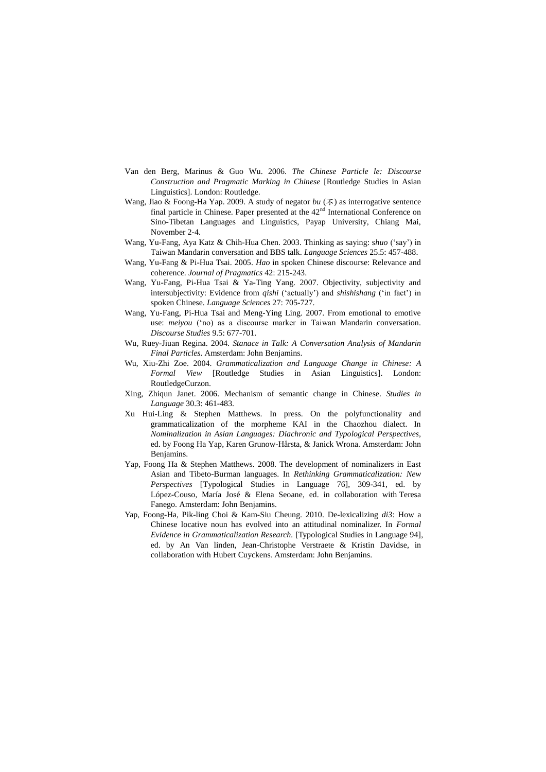Van den Berg, Marinus & Guo Wu. 2006. *The Chinese Particle le: Discourse Construction and Pragmatic Marking in Chinese* [Routledge Studies in Asian Linguistics]. London: Routledge.

Wang, Jiao & Foong-Ha Yap. 2009. A study of negator *bu* (不) as interrogative sentence final particle in Chinese. Paper presented at the 42nd International Conference on Sino-Tibetan Languages and Linguistics, Payap University, Chiang Mai, November 2-4.

Wang, Yu-Fang, Aya Katz & Chih-Hua Chen. 2003. Thinking as saying: *shuo* ('say') in Taiwan Mandarin conversation and BBS talk. *Language Sciences* 25.5: 457-488.

Wang, Yu-Fang & Pi-Hua Tsai. 2005. *Hao* in spoken Chinese discourse: Relevance and coherence. *Journal of Pragmatics* 42: 215-243.

Wang, Yu-Fang, Pi-Hua Tsai & Ya-Ting Yang. 2007. Objectivity, subjectivity and intersubjectivity: Evidence from *qishi* ('actually') and *shishishang* ('in fact') in spoken Chinese. *Language Sciences* 27: 705-727.

Wang, Yu-Fang, Pi-Hua Tsai and Meng-Ying Ling. 2007. From emotional to emotive use: *meiyou* ('no') as a discourse marker in Taiwan Mandarin conversation. *Discourse Studies* 9.5: 677-701.

Wu, Ruey-Jiuan Regina. 2004. *Stanace in Talk: A Conversation Analysis of Mandarin Final Particles*. Amsterdam: John Benjamins.

Wu, Xiu-Zhi Zoe. 2004. *Grammaticalization and Language Change in Chinese: A Formal View* [Routledge Studies in Asian Linguistics]. London: RoutledgeCurzon.

Xing, Zhiqun Janet. 2006. Mechanism of semantic change in Chinese. *Studies in Language* 30.3: 461-483.

Xu Hui-Ling & Stephen Matthews. In press. On the polyfunctionality and grammaticalization of the morpheme KAI in the Chaozhou dialect. In *Nominalization in Asian Languages: Diachronic and Typological Perspectives*, ed. by Foong Ha Yap, Karen Grunow-Hårsta, & Janick Wrona. Amsterdam: John Benjamins.

Yap, Foong Ha & Stephen Matthews. 2008. The development of nominalizers in East Asian and Tibeto-Burman languages. In *Rethinking Grammaticalization: New Perspectives* [Typological Studies in Language 76], 309-341, ed. by López-Couso, María José & Elena Seoane, ed. in collaboration with Teresa Fanego. Amsterdam: John Benjamins.

Yap, Foong-Ha, Pik-ling Choi & Kam-Siu Cheung. 2010. De-lexicalizing *di3*: How a Chinese locative noun has evolved into an attitudinal nominalizer. In *Formal Evidence in Grammaticalization Research.* [Typological Studies in Language 94], ed. by An Van linden, Jean-Christophe Verstraete & Kristin Davidse, in collaboration with Hubert Cuyckens. Amsterdam: John Benjamins.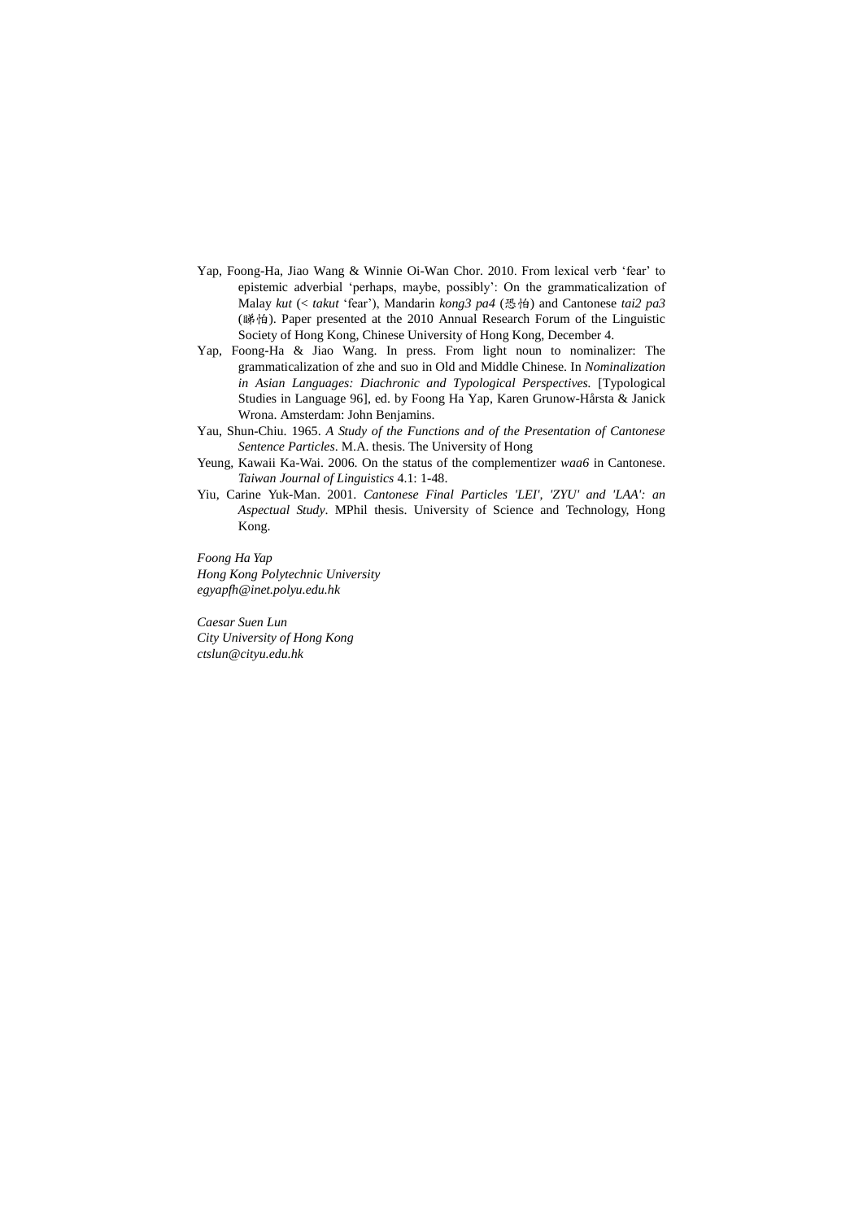Yap, Foong-Ha, Jiao Wang & Winnie Oi-Wan Chor. 2010. From lexical verb 'fear' to epistemic adverbial 'perhaps, maybe, possibly': On the grammaticalization of Malay *kut* (< *takut* 'fear'), Mandarin *kong3 pa4* (恐怕) and Cantonese *tai2 pa3* (睇怕). Paper presented at the 2010 Annual Research Forum of the Linguistic Society of Hong Kong, Chinese University of Hong Kong, December 4.

Yap, Foong-Ha & Jiao Wang. In press. From light noun to nominalizer: The grammaticalization of zhe and suo in Old and Middle Chinese. In *Nominalization in Asian Languages: Diachronic and Typological Perspectives.* [Typological Studies in Language 96], ed. by Foong Ha Yap, Karen Grunow-Hårsta & Janick Wrona. Amsterdam: John Benjamins.

Yau, Shun-Chiu. 1965. *A Study of the Functions and of the Presentation of Cantonese Sentence Particles*. M.A. thesis. The University of Hong

Yeung, Kawaii Ka-Wai. 2006. On the status of the complementizer *waa6* in Cantonese. *Taiwan Journal of Linguistics* 4.1: 1-48.

Yiu, Carine Yuk-Man. 2001. *Cantonese Final Particles 'LEI', 'ZYU' and 'LAA': an Aspectual Study*. MPhil thesis. University of Science and Technology, Hong Kong.

*Foong Ha Yap*
*Hong Kong Polytechnic University*
*egyapfh@inet.polyu.edu.hk*

*Caesar Suen Lun*
*City University of Hong Kong*
*ctslun@cityu.edu.hk*